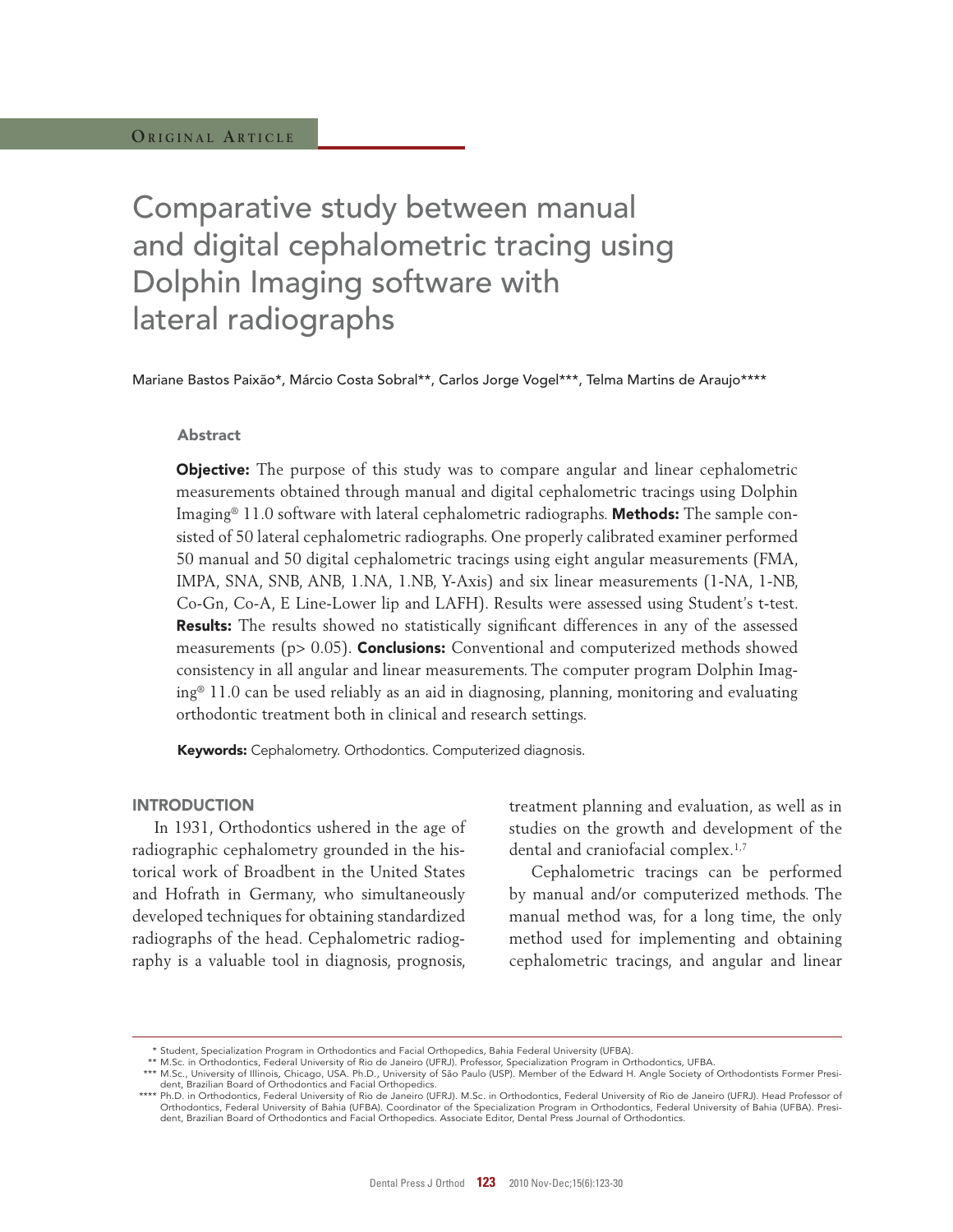ORIGINAL ARTICLE

# Comparative study between manual and digital cephalometric tracing using Dolphin Imaging software with lateral radiographs

Mariane Bastos Paixão*, Márcio Costa Sobral**, Carlos Jorge Vogel***, Telma Martins de Araujo****

## Abstract

**Objective:** The purpose of this study was to compare angular and linear cephalometric measurements obtained through manual and digital cephalometric tracings using Dolphin Imaging® 11.0 software with lateral cephalometric radiographs. **Methods:** The sample consisted of 50 lateral cephalometric radiographs. One properly calibrated examiner performed 50 manual and 50 digital cephalometric tracings using eight angular measurements (FMA, IMPA, SNA, SNB, ANB, 1.NA, 1.NB, Y-Axis) and six linear measurements (1-NA, 1-NB, Co-Gn, Co-A, E Line-Lower lip and LAFH). Results were assessed using Student's t-test. **Results:** The results showed no statistically significant differences in any of the assessed measurements (p> 0.05). **Conclusions:** Conventional and computerized methods showed consistency in all angular and linear measurements. The computer program Dolphin Imaging® 11.0 can be used reliably as an aid in diagnosing, planning, monitoring and evaluating orthodontic treatment both in clinical and research settings.

**Keywords:** Cephalometry. Orthodontics. Computerized diagnosis.

## INTRODUCTION

In 1931, Orthodontics ushered in the age of radiographic cephalometry grounded in the historical work of Broadbent in the United States and Hofrath in Germany, who simultaneously developed techniques for obtaining standardized radiographs of the head. Cephalometric radiography is a valuable tool in diagnosis, prognosis, treatment planning and evaluation, as well as in studies on the growth and development of the dental and craniofacial complex.[1,7]

Cephalometric tracings can be performed by manual and/or computerized methods. The manual method was, for a long time, the only method used for implementing and obtaining cephalometric tracings, and angular and linear

\* Student, Specialization Program in Orthodontics and Facial Orthopedics, Bahia Federal University (UFBA).

\*\* M.Sc. in Orthodontics, Federal University of Rio de Janeiro (UFRJ). Professor, Specialization Program in Orthodontics, UFBA.

\*\*\* M.Sc., University of Illinois, Chicago, USA. Ph.D., University of São Paulo (USP). Member of the Edward H. Angle Society of Orthodontists Former President, Brazilian Board of Orthodontics and Facial Orthopedics.

\*\*\*\* Ph.D. in Orthodontics, Federal University of Rio de Janeiro (UFRJ). M.Sc. in Orthodontics, Federal University of Rio de Janeiro (UFRJ). Head Professor of Orthodontics, Federal University of Bahia (UFBA). Coordinator of the Specialization Program in Orthodontics, Federal University of Bahia (UFBA). President, Brazilian Board of Orthodontics and Facial Orthopedics. Associate Editor, Dental Press Journal of Orthodontics.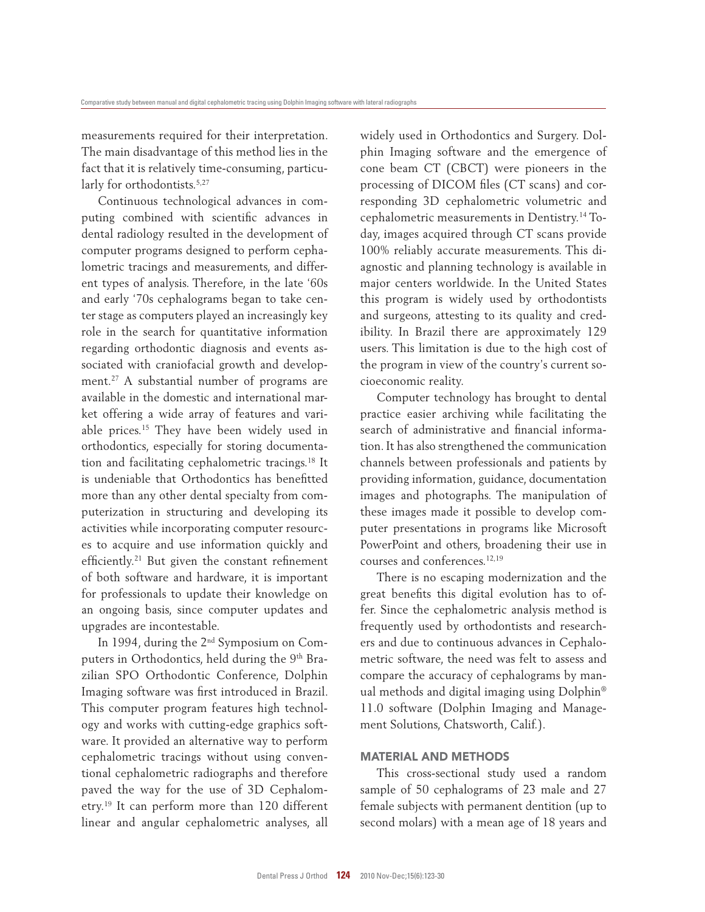measurements required for their interpretation. The main disadvantage of this method lies in the fact that it is relatively time-consuming, particularly for orthodontists.[5,27]

Continuous technological advances in computing combined with scientific advances in dental radiology resulted in the development of computer programs designed to perform cephalometric tracings and measurements, and different types of analysis. Therefore, in the late '60s and early '70s cephalograms began to take center stage as computers played an increasingly key role in the search for quantitative information regarding orthodontic diagnosis and events associated with craniofacial growth and development.[27] A substantial number of programs are available in the domestic and international market offering a wide array of features and variable prices.[15] They have been widely used in orthodontics, especially for storing documentation and facilitating cephalometric tracings.[18] It is undeniable that Orthodontics has benefitted more than any other dental specialty from computerization in structuring and developing its activities while incorporating computer resources to acquire and use information quickly and efficiently.[21] But given the constant refinement of both software and hardware, it is important for professionals to update their knowledge on an ongoing basis, since computer updates and upgrades are incontestable.

In 1994, during the 2nd Symposium on Computers in Orthodontics, held during the 9th Brazilian SPO Orthodontic Conference, Dolphin Imaging software was first introduced in Brazil. This computer program features high technology and works with cutting-edge graphics software. It provided an alternative way to perform cephalometric tracings without using conventional cephalometric radiographs and therefore paved the way for the use of 3D Cephalometry.[19] It can perform more than 120 different linear and angular cephalometric analyses, all widely used in Orthodontics and Surgery. Dolphin Imaging software and the emergence of cone beam CT (CBCT) were pioneers in the processing of DICOM files (CT scans) and corresponding 3D cephalometric volumetric and cephalometric measurements in Dentistry.[14] Today, images acquired through CT scans provide 100% reliably accurate measurements. This diagnostic and planning technology is available in major centers worldwide. In the United States this program is widely used by orthodontists and surgeons, attesting to its quality and credibility. In Brazil there are approximately 129 users. This limitation is due to the high cost of the program in view of the country's current socioeconomic reality.

Computer technology has brought to dental practice easier archiving while facilitating the search of administrative and financial information. It has also strengthened the communication channels between professionals and patients by providing information, guidance, documentation images and photographs. The manipulation of these images made it possible to develop computer presentations in programs like Microsoft PowerPoint and others, broadening their use in courses and conferences.[12,19]

There is no escaping modernization and the great benefits this digital evolution has to offer. Since the cephalometric analysis method is frequently used by orthodontists and researchers and due to continuous advances in Cephalometric software, the need was felt to assess and compare the accuracy of cephalograms by manual methods and digital imaging using Dolphin® 11.0 software (Dolphin Imaging and Management Solutions, Chatsworth, Calif.).

## MATERIAL AND METHODS

This cross-sectional study used a random sample of 50 cephalograms of 23 male and 27 female subjects with permanent dentition (up to second molars) with a mean age of 18 years and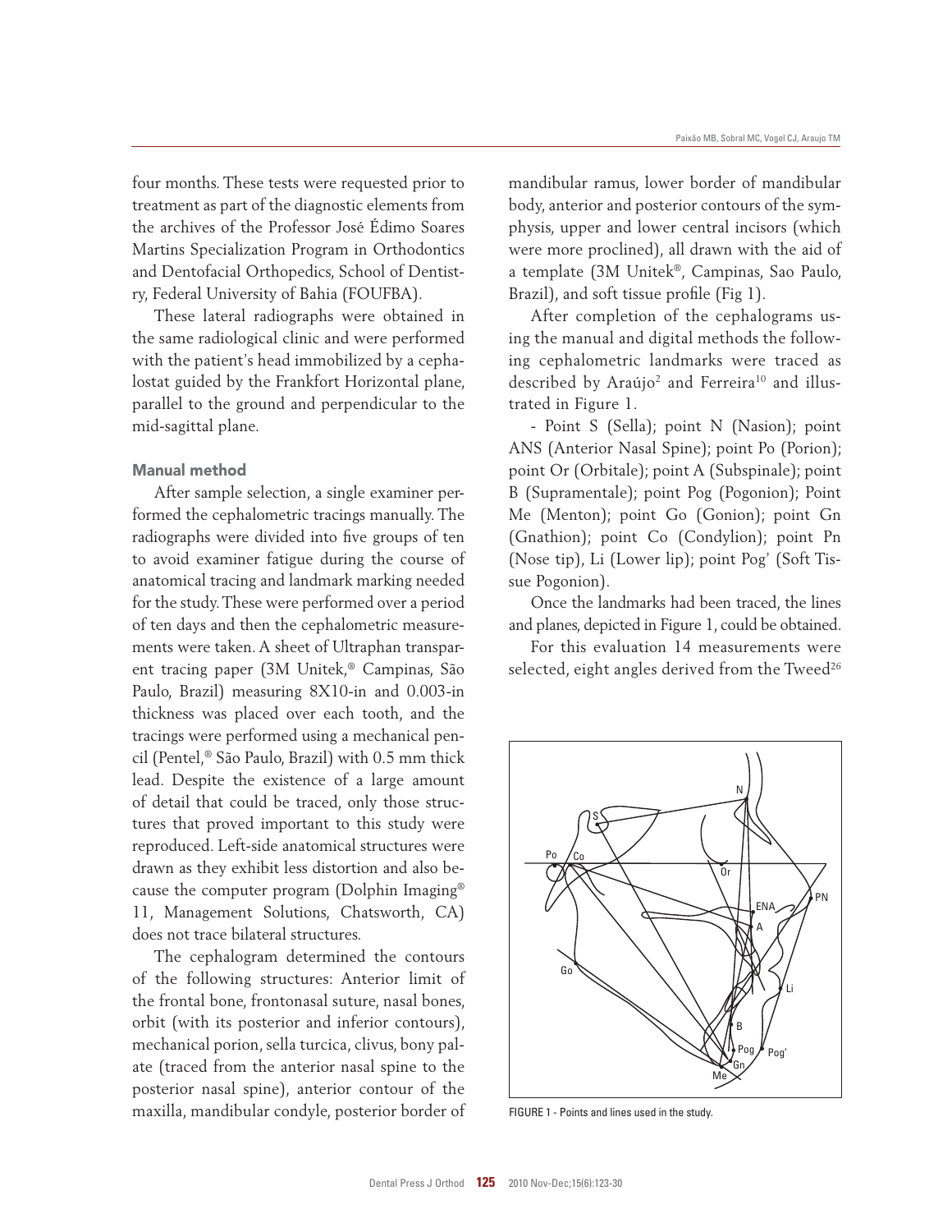four months. These tests were requested prior to treatment as part of the diagnostic elements from the archives of the Professor José Édimo Soares Martins Specialization Program in Orthodontics and Dentofacial Orthopedics, School of Dentistry, Federal University of Bahia (FOUFBA).

These lateral radiographs were obtained in the same radiological clinic and were performed with the patient's head immobilized by a cephalostat guided by the Frankfort Horizontal plane, parallel to the ground and perpendicular to the mid-sagittal plane.

## Manual method

After sample selection, a single examiner performed the cephalometric tracings manually. The radiographs were divided into five groups of ten to avoid examiner fatigue during the course of anatomical tracing and landmark marking needed for the study. These were performed over a period of ten days and then the cephalometric measurements were taken. A sheet of Ultraphan transparent tracing paper (3M Unitek,® Campinas, São Paulo, Brazil) measuring 8X10-in and 0.003-in thickness was placed over each tooth, and the tracings were performed using a mechanical pencil (Pentel,® São Paulo, Brazil) with 0.5 mm thick lead. Despite the existence of a large amount of detail that could be traced, only those structures that proved important to this study were reproduced. Left-side anatomical structures were drawn as they exhibit less distortion and also because the computer program (Dolphin Imaging® 11, Management Solutions, Chatsworth, CA) does not trace bilateral structures.

The cephalogram determined the contours of the following structures: Anterior limit of the frontal bone, frontonasal suture, nasal bones, orbit (with its posterior and inferior contours), mechanical porion, sella turcica, clivus, bony palate (traced from the anterior nasal spine to the posterior nasal spine), anterior contour of the maxilla, mandibular condyle, posterior border of mandibular ramus, lower border of mandibular body, anterior and posterior contours of the symphysis, upper and lower central incisors (which were more proclined), all drawn with the aid of a template (3M Unitek®, Campinas, Sao Paulo, Brazil), and soft tissue profile (Fig 1).

After completion of the cephalograms using the manual and digital methods the following cephalometric landmarks were traced as described by Araújo[2] and Ferreira[10] and illustrated in Figure 1.

- Point S (Sella); point N (Nasion); point ANS (Anterior Nasal Spine); point Po (Porion); point Or (Orbitale); point A (Subspinale); point B (Supramentale); point Pog (Pogonion); Point Me (Menton); point Go (Gonion); point Gn (Gnathion); point Co (Condylion); point Pn (Nose tip), Li (Lower lip); point Pog' (Soft Tissue Pogonion).

Once the landmarks had been traced, the lines and planes, depicted in Figure 1, could be obtained.

For this evaluation 14 measurements were selected, eight angles derived from the Tweed[26]

FIGURE 1 - Points and lines used in the study.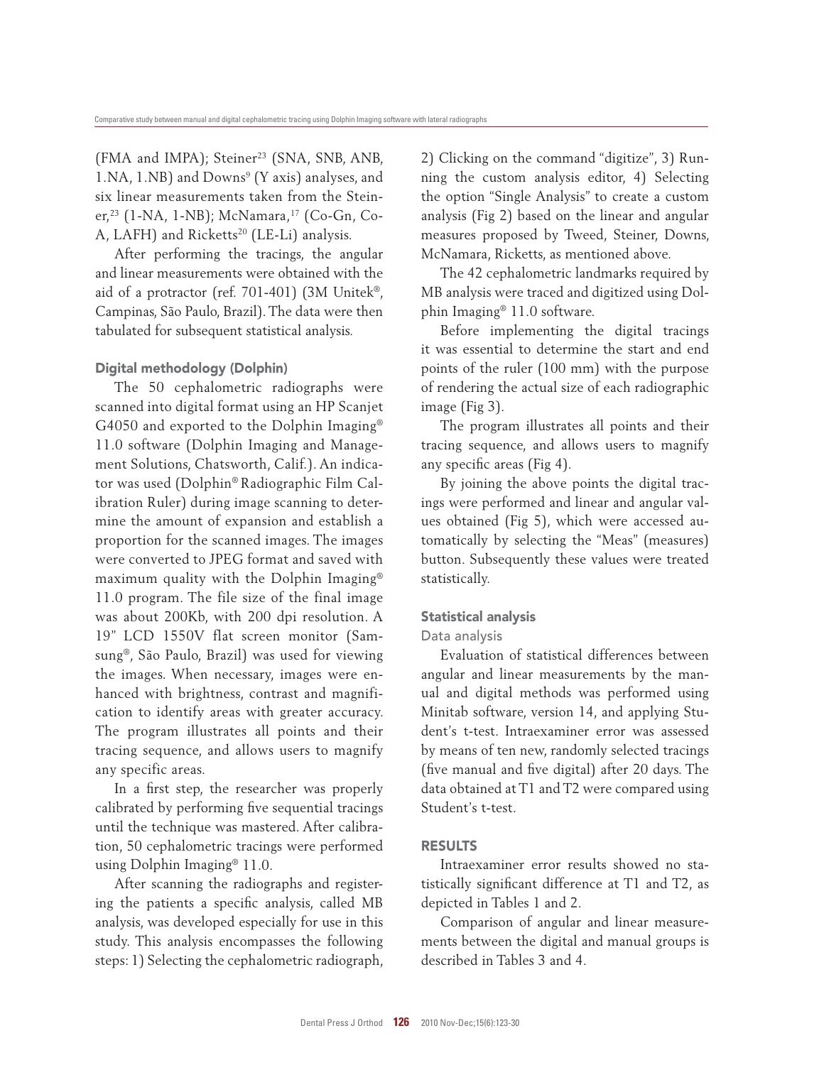(FMA and IMPA); Steiner[23] (SNA, SNB, ANB, 1.NA, 1.NB) and Downs[9] (Y axis) analyses, and six linear measurements taken from the Steiner,[23] (1-NA, 1-NB); McNamara,[17] (Co-Gn, Co-A, LAFH) and Ricketts[20] (LE-Li) analysis.

After performing the tracings, the angular and linear measurements were obtained with the aid of a protractor (ref. 701-401) (3M Unitek®, Campinas, São Paulo, Brazil). The data were then tabulated for subsequent statistical analysis.

### Digital methodology (Dolphin)

The 50 cephalometric radiographs were scanned into digital format using an HP Scanjet G4050 and exported to the Dolphin Imaging® 11.0 software (Dolphin Imaging and Management Solutions, Chatsworth, Calif.). An indicator was used (Dolphin® Radiographic Film Calibration Ruler) during image scanning to determine the amount of expansion and establish a proportion for the scanned images. The images were converted to JPEG format and saved with maximum quality with the Dolphin Imaging® 11.0 program. The file size of the final image was about 200Kb, with 200 dpi resolution. A 19" LCD 1550V flat screen monitor (Samsung®, São Paulo, Brazil) was used for viewing the images. When necessary, images were enhanced with brightness, contrast and magnification to identify areas with greater accuracy. The program illustrates all points and their tracing sequence, and allows users to magnify any specific areas.

In a first step, the researcher was properly calibrated by performing five sequential tracings until the technique was mastered. After calibration, 50 cephalometric tracings were performed using Dolphin Imaging® 11.0.

After scanning the radiographs and registering the patients a specific analysis, called MB analysis, was developed especially for use in this study. This analysis encompasses the following steps: 1) Selecting the cephalometric radiograph, 2) Clicking on the command "digitize", 3) Running the custom analysis editor, 4) Selecting the option "Single Analysis" to create a custom analysis (Fig 2) based on the linear and angular measures proposed by Tweed, Steiner, Downs, McNamara, Ricketts, as mentioned above.

The 42 cephalometric landmarks required by MB analysis were traced and digitized using Dolphin Imaging® 11.0 software.

Before implementing the digital tracings it was essential to determine the start and end points of the ruler (100 mm) with the purpose of rendering the actual size of each radiographic image (Fig 3).

The program illustrates all points and their tracing sequence, and allows users to magnify any specific areas (Fig 4).

By joining the above points the digital tracings were performed and linear and angular values obtained (Fig 5), which were accessed automatically by selecting the "Meas" (measures) button. Subsequently these values were treated statistically.

### Statistical analysis

#### Data analysis

Evaluation of statistical differences between angular and linear measurements by the manual and digital methods was performed using Minitab software, version 14, and applying Student's t-test. Intraexaminer error was assessed by means of ten new, randomly selected tracings (five manual and five digital) after 20 days. The data obtained at T1 and T2 were compared using Student's t-test.

## RESULTS

Intraexaminer error results showed no statistically significant difference at T1 and T2, as depicted in Tables 1 and 2.

Comparison of angular and linear measurements between the digital and manual groups is described in Tables 3 and 4.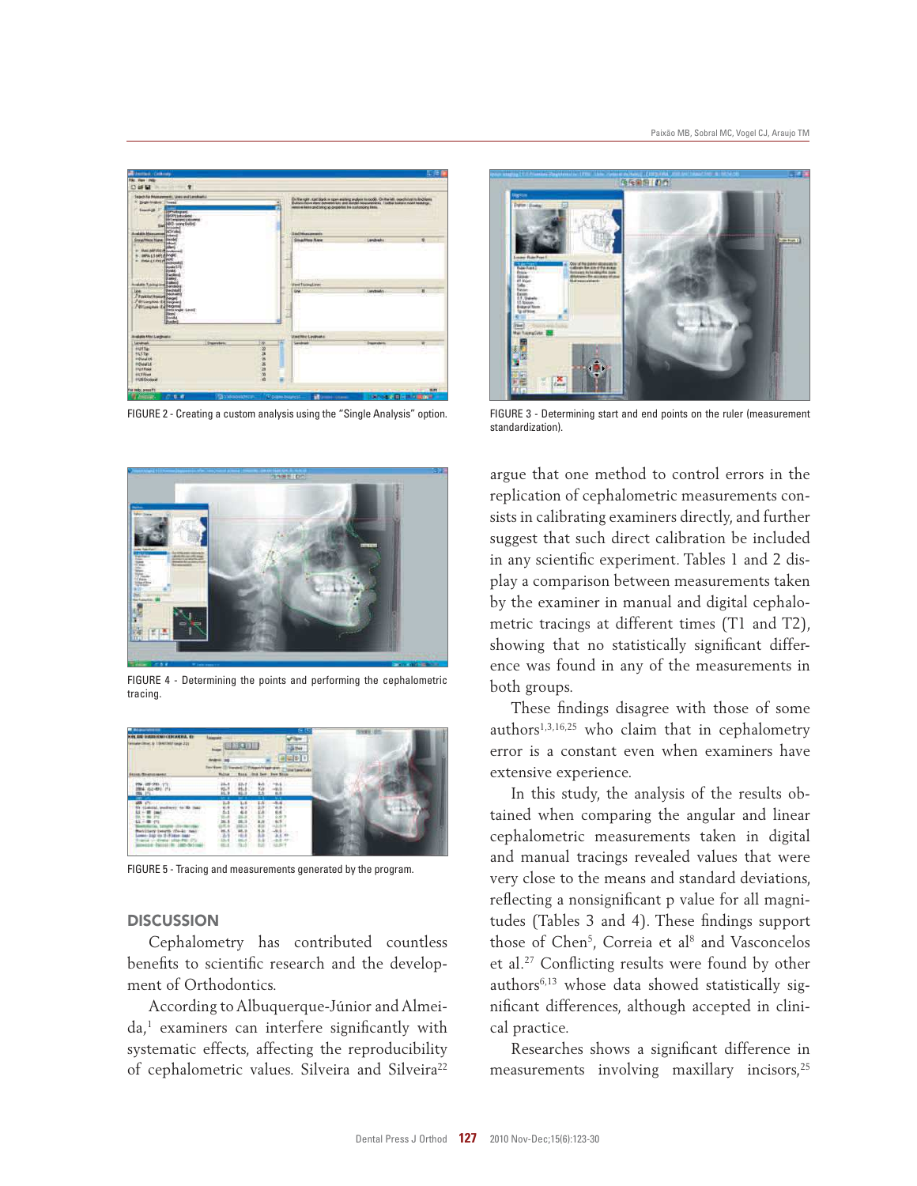FIGURE 2 - Creating a custom analysis using the "Single Analysis" option.

FIGURE 3 - Determining start and end points on the ruler (measurement standardization).

FIGURE 4 - Determining the points and performing the cephalometric tracing.

FIGURE 5 - Tracing and measurements generated by the program.

## DISCUSSION

Cephalometry has contributed countless benefits to scientific research and the development of Orthodontics.

According to Albuquerque-Júnior and Almeida,[1] examiners can interfere significantly with systematic effects, affecting the reproducibility of cephalometric values. Silveira and Silveira[22] argue that one method to control errors in the replication of cephalometric measurements consists in calibrating examiners directly, and further suggest that such direct calibration be included in any scientific experiment. Tables 1 and 2 display a comparison between measurements taken by the examiner in manual and digital cephalometric tracings at different times (T1 and T2), showing that no statistically significant difference was found in any of the measurements in both groups.

These findings disagree with those of some authors[1,3,16,25] who claim that in cephalometry error is a constant even when examiners have extensive experience.

In this study, the analysis of the results obtained when comparing the angular and linear cephalometric measurements taken in digital and manual tracings revealed values that were very close to the means and standard deviations, reflecting a nonsignificant p value for all magnitudes (Tables 3 and 4). These findings support those of Chen[5], Correia et al[8] and Vasconcelos et al.[27] Conflicting results were found by other authors[6,13] whose data showed statistically significant differences, although accepted in clinical practice.

Researches shows a significant difference in measurements involving maxillary incisors,[25]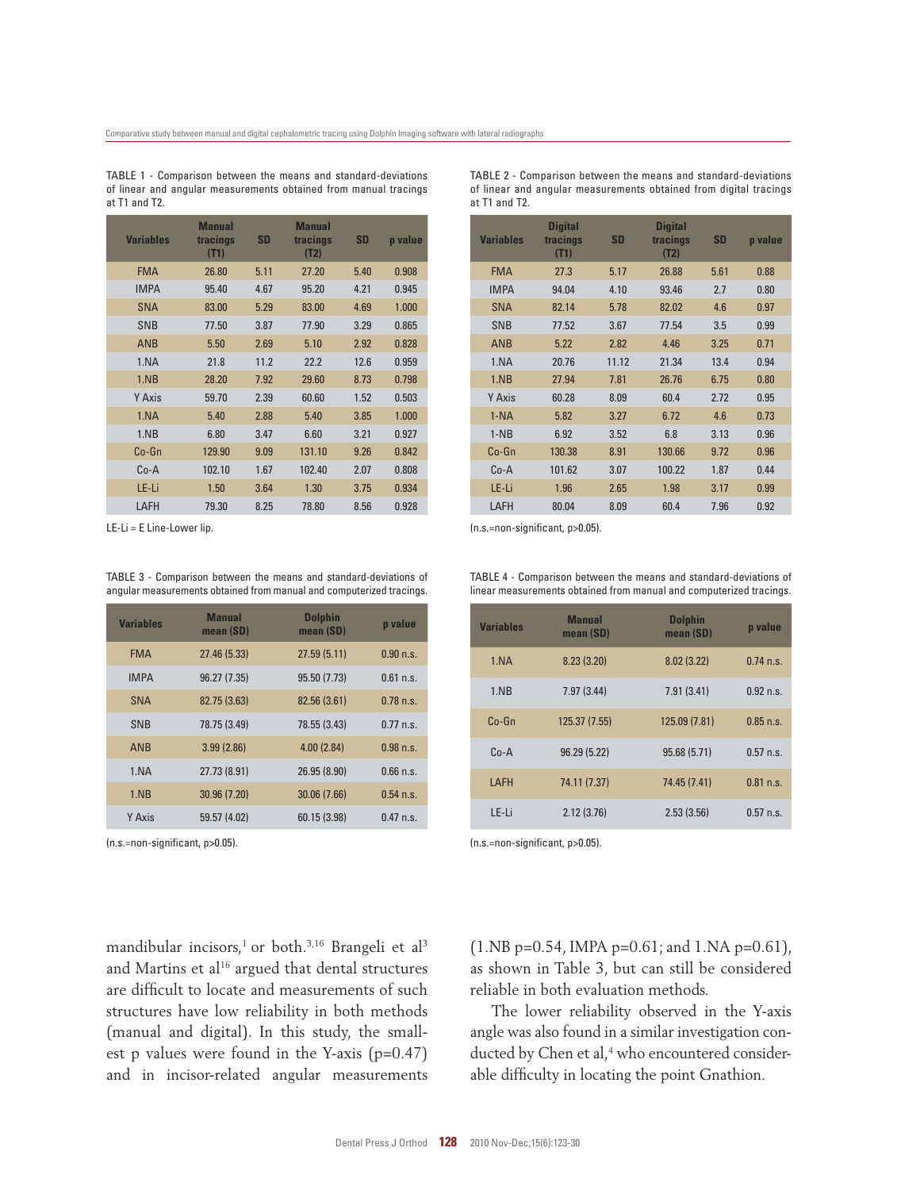TABLE 1 - Comparison between the means and standard-deviations of linear and angular measurements obtained from manual tracings at T1 and T2.

| Variables | Manual tracings (T1) | SD | Manual tracings (T2) | SD | p value |
|---|---|---|---|---|---|
| FMA | 26.80 | 5.11 | 27.20 | 5.40 | 0.908 |
| IMPA | 95.40 | 4.67 | 95.20 | 4.21 | 0.945 |
| SNA | 83.00 | 5.29 | 83.00 | 4.69 | 1.000 |
| SNB | 77.50 | 3.87 | 77.90 | 3.29 | 0.865 |
| ANB | 5.50 | 2.69 | 5.10 | 2.92 | 0.828 |
| 1.NA | 21.8 | 11.2 | 22.2 | 12.6 | 0.959 |
| 1.NB | 28.20 | 7.92 | 29.60 | 8.73 | 0.798 |
| Y Axis | 59.70 | 2.39 | 60.60 | 1.52 | 0.503 |
| 1.NA | 5.40 | 2.88 | 5.40 | 3.85 | 1.000 |
| 1.NB | 6.80 | 3.47 | 6.60 | 3.21 | 0.927 |
| Co-Gn | 129.90 | 9.09 | 131.10 | 9.26 | 0.842 |
| Co-A | 102.10 | 1.67 | 102.40 | 2.07 | 0.808 |
| LE-Li | 1.50 | 3.64 | 1.30 | 3.75 | 0.934 |
| LAFH | 79.30 | 8.25 | 78.80 | 8.56 | 0.928 |

LE-Li = E Line-Lower lip.

TABLE 2 - Comparison between the means and standard-deviations of linear and angular measurements obtained from digital tracings at T1 and T2.

| Variables | Digital tracings (T1) | SD | Digital tracings (T2) | SD | p value |
|---|---|---|---|---|---|
| FMA | 27.3 | 5.17 | 26.88 | 5.61 | 0.88 |
| IMPA | 94.04 | 4.10 | 93.46 | 2.7 | 0.80 |
| SNA | 82.14 | 5.78 | 82.02 | 4.6 | 0.97 |
| SNB | 77.52 | 3.67 | 77.54 | 3.5 | 0.99 |
| ANB | 5.22 | 2.82 | 4.46 | 3.25 | 0.71 |
| 1.NA | 20.76 | 11.12 | 21.34 | 13.4 | 0.94 |
| 1.NB | 27.94 | 7.81 | 26.76 | 6.75 | 0.80 |
| Y Axis | 60.28 | 8.09 | 60.4 | 2.72 | 0.95 |
| 1-NA | 5.82 | 3.27 | 6.72 | 4.6 | 0.73 |
| 1-NB | 6.92 | 3.52 | 6.8 | 3.13 | 0.96 |
| Co-Gn | 130.38 | 8.91 | 130.66 | 9.72 | 0.96 |
| Co-A | 101.62 | 3.07 | 100.22 | 1.87 | 0.44 |
| LE-Li | 1.96 | 2.65 | 1.98 | 3.17 | 0.99 |
| LAFH | 80.04 | 8.09 | 60.4 | 7.96 | 0.92 |

(n.s.=non-significant, p>0.05).

TABLE 3 - Comparison between the means and standard-deviations of angular measurements obtained from manual and computerized tracings.

| Variables | Manual mean (SD) | Dolphin mean (SD) | p value |
|---|---|---|---|
| FMA | 27.46 (5.33) | 27.59 (5.11) | 0.90 n.s. |
| IMPA | 96.27 (7.35) | 95.50 (7.73) | 0.61 n.s. |
| SNA | 82.75 (3.63) | 82.56 (3.61) | 0.78 n.s. |
| SNB | 78.75 (3.49) | 78.55 (3.43) | 0.77 n.s. |
| ANB | 3.99 (2.86) | 4.00 (2.84) | 0.98 n.s. |
| 1.NA | 27.73 (8.91) | 26.95 (8.90) | 0.66 n.s. |
| 1.NB | 30.96 (7.20) | 30.06 (7.66) | 0.54 n.s. |
| Y Axis | 59.57 (4.02) | 60.15 (3.98) | 0.47 n.s. |

(n.s.=non-significant, p>0.05).

TABLE 4 - Comparison between the means and standard-deviations of linear measurements obtained from manual and computerized tracings.

| Variables | Manual mean (SD) | Dolphin mean (SD) | p value |
|---|---|---|---|
| 1.NA | 8.23 (3.20) | 8.02 (3.22) | 0.74 n.s. |
| 1.NB | 7.97 (3.44) | 7.91 (3.41) | 0.92 n.s. |
| Co-Gn | 125.37 (7.55) | 125.09 (7.81) | 0.85 n.s. |
| Co-A | 96.29 (5.22) | 95.68 (5.71) | 0.57 n.s. |
| LAFH | 74.11 (7.37) | 74.45 (7.41) | 0.81 n.s. |
| LE-Li | 2.12 (3.76) | 2.53 (3.56) | 0.57 n.s. |

(n.s.=non-significant, p>0.05).

mandibular incisors,[1] or both.[3,16] Brangeli et al[3] and Martins et al[16] argued that dental structures are difficult to locate and measurements of such structures have low reliability in both methods (manual and digital). In this study, the smallest p values were found in the Y-axis (p=0.47) and in incisor-related angular measurements (1.NB p=0.54, IMPA p=0.61; and 1.NA p=0.61), as shown in Table 3, but can still be considered reliable in both evaluation methods.

The lower reliability observed in the Y-axis angle was also found in a similar investigation conducted by Chen et al,[4] who encountered considerable difficulty in locating the point Gnathion.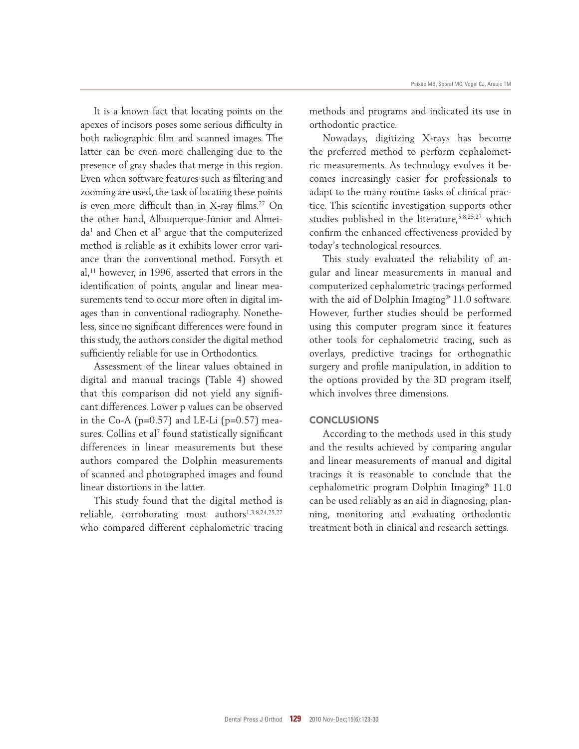It is a known fact that locating points on the apexes of incisors poses some serious difficulty in both radiographic film and scanned images. The latter can be even more challenging due to the presence of gray shades that merge in this region. Even when software features such as filtering and zooming are used, the task of locating these points is even more difficult than in X-ray films.[27] On the other hand, Albuquerque-Júnior and Almeida[1] and Chen et al[5] argue that the computerized method is reliable as it exhibits lower error variance than the conventional method. Forsyth et al,[11] however, in 1996, asserted that errors in the identification of points, angular and linear measurements tend to occur more often in digital images than in conventional radiography. Nonetheless, since no significant differences were found in this study, the authors consider the digital method sufficiently reliable for use in Orthodontics.

Assessment of the linear values obtained in digital and manual tracings (Table 4) showed that this comparison did not yield any significant differences. Lower p values can be observed in the Co-A (p=0.57) and LE-Li (p=0.57) measures. Collins et al[7] found statistically significant differences in linear measurements but these authors compared the Dolphin measurements of scanned and photographed images and found linear distortions in the latter.

This study found that the digital method is reliable, corroborating most authors[1,3,8,24,25,27] who compared different cephalometric tracing methods and programs and indicated its use in orthodontic practice.

Nowadays, digitizing X-rays has become the preferred method to perform cephalometric measurements. As technology evolves it becomes increasingly easier for professionals to adapt to the many routine tasks of clinical practice. This scientific investigation supports other studies published in the literature,[5,8,25,27] which confirm the enhanced effectiveness provided by today's technological resources.

This study evaluated the reliability of angular and linear measurements in manual and computerized cephalometric tracings performed with the aid of Dolphin Imaging® 11.0 software. However, further studies should be performed using this computer program since it features other tools for cephalometric tracing, such as overlays, predictive tracings for orthognathic surgery and profile manipulation, in addition to the options provided by the 3D program itself, which involves three dimensions.

## CONCLUSIONS

According to the methods used in this study and the results achieved by comparing angular and linear measurements of manual and digital tracings it is reasonable to conclude that the cephalometric program Dolphin Imaging® 11.0 can be used reliably as an aid in diagnosing, planning, monitoring and evaluating orthodontic treatment both in clinical and research settings.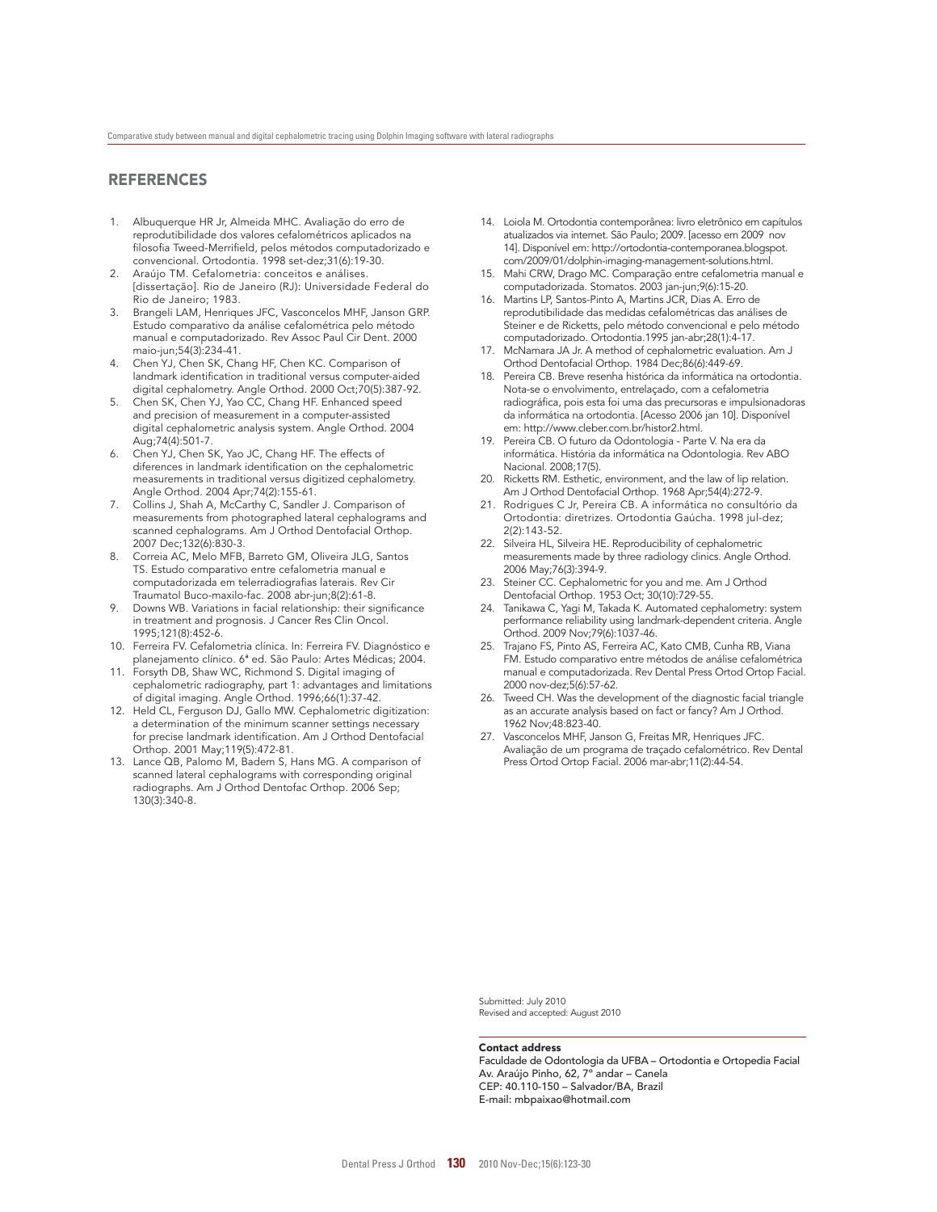## REFERENCES

1. Albuquerque HR Jr, Almeida MHC. Avaliação do erro de reprodutibilidade dos valores cefalométricos aplicados na filosofia Tweed-Merrifield, pelos métodos computadorizado e convencional. Ortodontia. 1998 set-dez;31(6):19-30.
2. Araújo TM. Cefalometria: conceitos e análises. [dissertação]. Rio de Janeiro (RJ): Universidade Federal do Rio de Janeiro; 1983.
3. Brangeli LAM, Henriques JFC, Vasconcelos MHF, Janson GRP. Estudo comparativo da análise cefalométrica pelo método manual e computadorizado. Rev Assoc Paul Cir Dent. 2000 maio-jun;54(3):234-41.
4. Chen YJ, Chen SK, Chang HF, Chen KC. Comparison of landmark identification in traditional versus computer-aided digital cephalometry. Angle Orthod. 2000 Oct;70(5):387-92.
5. Chen SK, Chen YJ, Yao CC, Chang HF. Enhanced speed and precision of measurement in a computer-assisted digital cephalometric analysis system. Angle Orthod. 2004 Aug;74(4):501-7.
6. Chen YJ, Chen SK, Yao JC, Chang HF. The effects of diferences in landmark identification on the cephalometric measurements in traditional versus digitized cephalometry. Angle Orthod. 2004 Apr;74(2):155-61.
7. Collins J, Shah A, McCarthy C, Sandler J. Comparison of measurements from photographed lateral cephalograms and scanned cephalograms. Am J Orthod Dentofacial Orthop. 2007 Dec;132(6):830-3.
8. Correia AC, Melo MFB, Barreto GM, Oliveira JLG, Santos TS. Estudo comparativo entre cefalometria manual e computadorizada em telerradiografias laterais. Rev Cir Traumatol Buco-maxilo-fac. 2008 abr-jun;8(2):61-8.
9. Downs WB. Variations in facial relationship: their significance in treatment and prognosis. J Cancer Res Clin Oncol. 1995;121(8):452-6.
10. Ferreira FV. Cefalometria clínica. In: Ferreira FV. Diagnóstico e planejamento clínico. 6ª ed. São Paulo: Artes Médicas; 2004.
11. Forsyth DB, Shaw WC, Richmond S. Digital imaging of cephalometric radiography, part 1: advantages and limitations of digital imaging. Angle Orthod. 1996;66(1):37-42.
12. Held CL, Ferguson DJ, Gallo MW. Cephalometric digitization: a determination of the minimum scanner settings necessary for precise landmark identification. Am J Orthod Dentofacial Orthop. 2001 May;119(5):472-81.
13. Lance QB, Palomo M, Badem S, Hans MG. A comparison of scanned lateral cephalograms with corresponding original radiographs. Am J Orthod Dentofac Orthop. 2006 Sep; 130(3):340-8.
14. Loiola M. Ortodontia contemporânea: livro eletrônico em capítulos atualizados via internet. São Paulo; 2009. [acesso em 2009 nov 14]. Disponível em: http://ortodontia-contemporanea.blogspot.com/2009/01/dolphin-imaging-management-solutions.html.
15. Mahi CRW, Drago MC. Comparação entre cefalometria manual e computadorizada. Stomatos. 2003 jan-jun;9(6):15-20.
16. Martins LP, Santos-Pinto A, Martins JCR, Dias A. Erro de reprodutibilidade das medidas cefalométricas das análises de Steiner e de Ricketts, pelo método convencional e pelo método computadorizado. Ortodontia.1995 jan-abr;28(1):4-17.
17. McNamara JA Jr. A method of cephalometric evaluation. Am J Orthod Dentofacial Orthop. 1984 Dec;86(6):449-69.
18. Pereira CB. Breve resenha histórica da informática na ortodontia. Nota-se o envolvimento, entrelaçado, com a cefalometria radiográfica, pois esta foi uma das precursoras e impulsionadoras da informática na ortodontia. [Acesso 2006 jan 10]. Disponível em: http://www.cleber.com.br/histor2.html.
19. Pereira CB. O futuro da Odontologia - Parte V. Na era da informática. História da informática na Odontologia. Rev ABO Nacional. 2008;17(5).
20. Ricketts RM. Esthetic, environment, and the law of lip relation. Am J Orthod Dentofacial Orthop. 1968 Apr;54(4):272-9.
21. Rodrigues C Jr, Pereira CB. A informática no consultório da Ortodontia: diretrizes. Ortodontia Gaúcha. 1998 jul-dez; 2(2):143-52.
22. Silveira HL, Silveira HE. Reproducibility of cephalometric measurements made by three radiology clinics. Angle Orthod. 2006 May;76(3):394-9.
23. Steiner CC. Cephalometric for you and me. Am J Orthod Dentofacial Orthop. 1953 Oct; 30(10):729-55.
24. Tanikawa C, Yagi M, Takada K. Automated cephalometry: system performance reliability using landmark-dependent criteria. Angle Orthod. 2009 Nov;79(6):1037-46.
25. Trajano FS, Pinto AS, Ferreira AC, Kato CMB, Cunha RB, Viana FM. Estudo comparativo entre métodos de análise cefalométrica manual e computadorizada. Rev Dental Press Ortod Ortop Facial. 2000 nov-dez;5(6):57-62.
26. Tweed CH. Was the development of the diagnostic facial triangle as an accurate analysis based on fact or fancy? Am J Orthod. 1962 Nov;48:823-40.
27. Vasconcelos MHF, Janson G, Freitas MR, Henriques JFC. Avaliação de um programa de traçado cefalométrico. Rev Dental Press Ortod Ortop Facial. 2006 mar-abr;11(2):44-54.

Submitted: July 2010
Revised and accepted: August 2010

**Contact address**
Faculdade de Odontologia da UFBA – Ortodontia e Ortopedia Facial
Av. Araújo Pinho, 62, 7º andar – Canela
CEP: 40.110-150 – Salvador/BA, Brazil
E-mail: mbpaixao@hotmail.com